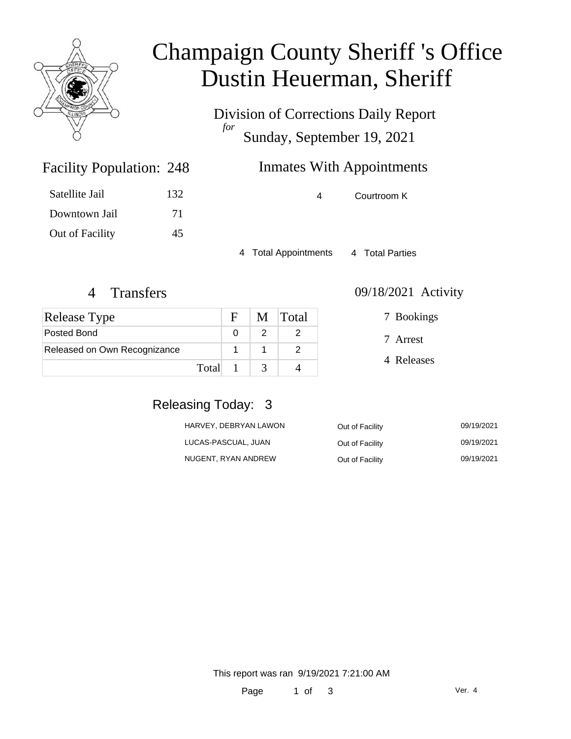# Champaign County Sheriff 's Office
# Dustin Heuerman, Sheriff

Division of Corrections Daily Report
*for*
Sunday, September 19, 2021

## Facility Population: 248

| | |
|---|---|
| Satellite Jail | 132 |
| Downtown Jail | 71 |
| Out of Facility | 45 |

## Inmates With Appointments

| | |
|---|---|
| 4 | Courtroom K |

4 Total Appointments    4 Total Parties

## 4 Transfers

| Release Type | F | M | Total |
|---|---|---|---|
| Posted Bond | 0 | 2 | 2 |
| Released on Own Recognizance | 1 | 1 | 2 |
| Total | 1 | 3 | 4 |

## 09/18/2021 Activity

7 Bookings

7 Arrest

4 Releases

## Releasing Today: 3

| | | |
|---|---|---|
| HARVEY, DEBRYAN LAWON | Out of Facility | 09/19/2021 |
| LUCAS-PASCUAL, JUAN | Out of Facility | 09/19/2021 |
| NUGENT, RYAN ANDREW | Out of Facility | 09/19/2021 |

This report was ran 9/19/2021 7:21:00 AM

Ver. 4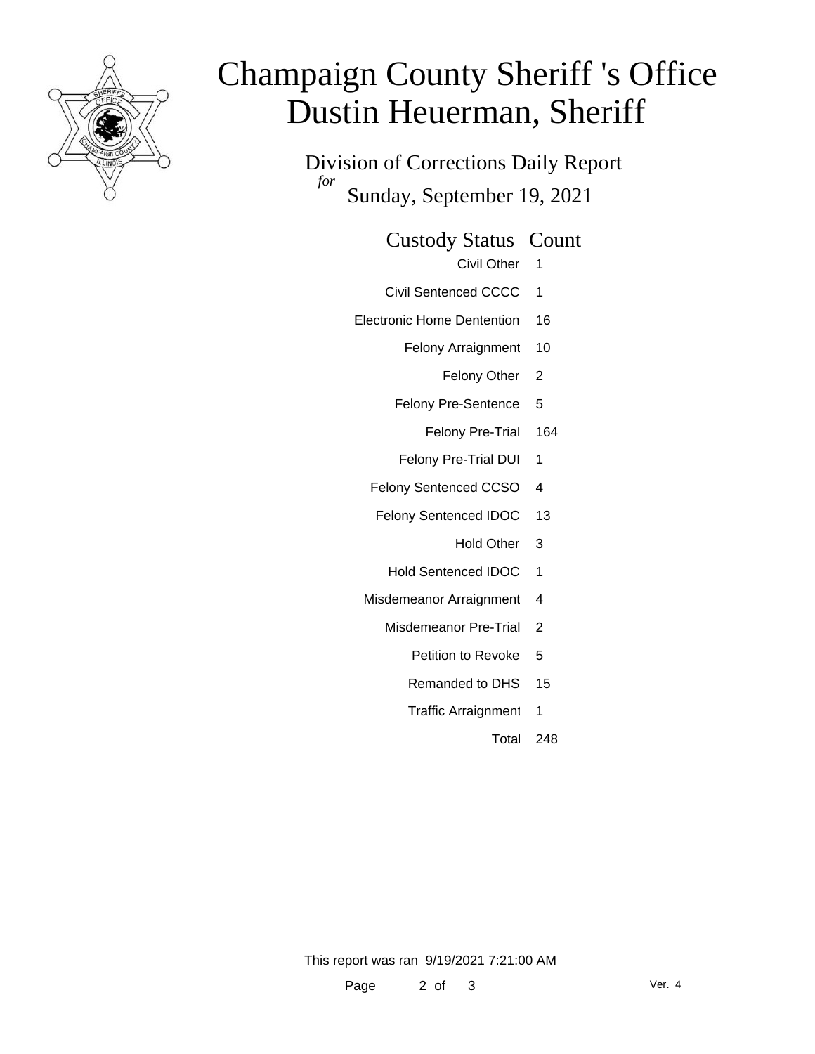# Champaign County Sheriff 's Office
# Dustin Heuerman, Sheriff

Division of Corrections Daily Report

*for*

Sunday, September 19, 2021

| Custody Status | Count |
|---|---|
| Civil Other | 1 |
| Civil Sentenced CCCC | 1 |
| Electronic Home Dentention | 16 |
| Felony Arraignment | 10 |
| Felony Other | 2 |
| Felony Pre-Sentence | 5 |
| Felony Pre-Trial | 164 |
| Felony Pre-Trial DUI | 1 |
| Felony Sentenced CCSO | 4 |
| Felony Sentenced IDOC | 13 |
| Hold Other | 3 |
| Hold Sentenced IDOC | 1 |
| Misdemeanor Arraignment | 4 |
| Misdemeanor Pre-Trial | 2 |
| Petition to Revoke | 5 |
| Remanded to DHS | 15 |
| Traffic Arraignment | 1 |
| Total | 248 |

This report was ran 9/19/2021 7:21:00 AM

Ver. 4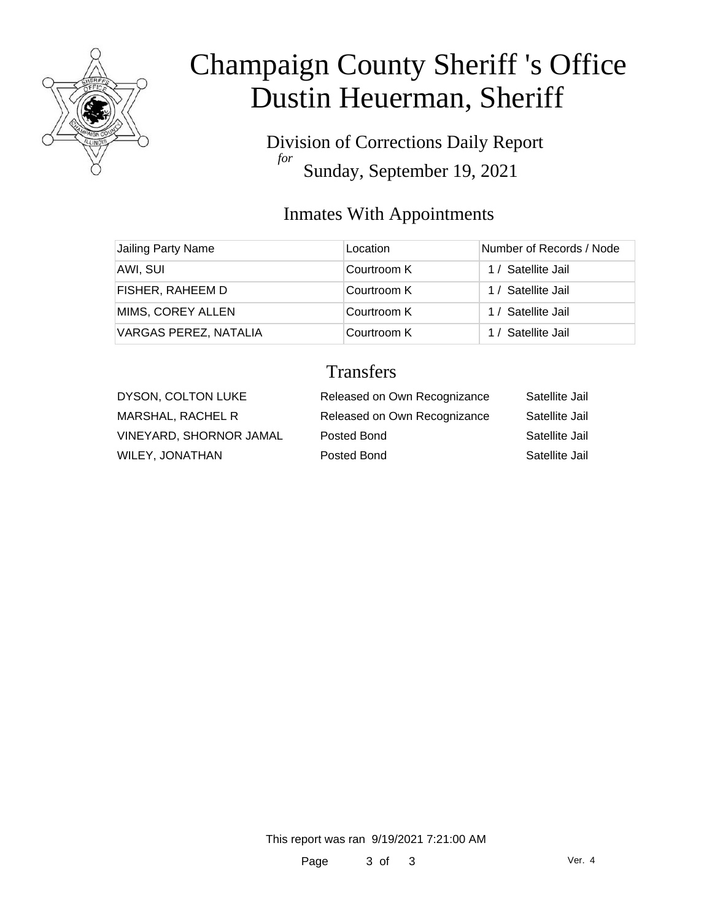# Champaign County Sheriff 's Office
# Dustin Heuerman, Sheriff

Division of Corrections Daily Report
*for*
Sunday, September 19, 2021

## Inmates With Appointments

| Jailing Party Name | Location | Number of Records / Node |
| --- | --- | --- |
| AWI, SUI | Courtroom K | 1 / Satellite Jail |
| FISHER, RAHEEM D | Courtroom K | 1 / Satellite Jail |
| MIMS, COREY ALLEN | Courtroom K | 1 / Satellite Jail |
| VARGAS PEREZ, NATALIA | Courtroom K | 1 / Satellite Jail |

## Transfers

| | | |
| --- | --- | --- |
| DYSON, COLTON LUKE | Released on Own Recognizance | Satellite Jail |
| MARSHAL, RACHEL R | Released on Own Recognizance | Satellite Jail |
| VINEYARD, SHORNOR JAMAL | Posted Bond | Satellite Jail |
| WILEY, JONATHAN | Posted Bond | Satellite Jail |

This report was ran 9/19/2021 7:21:00 AM

Ver. 4